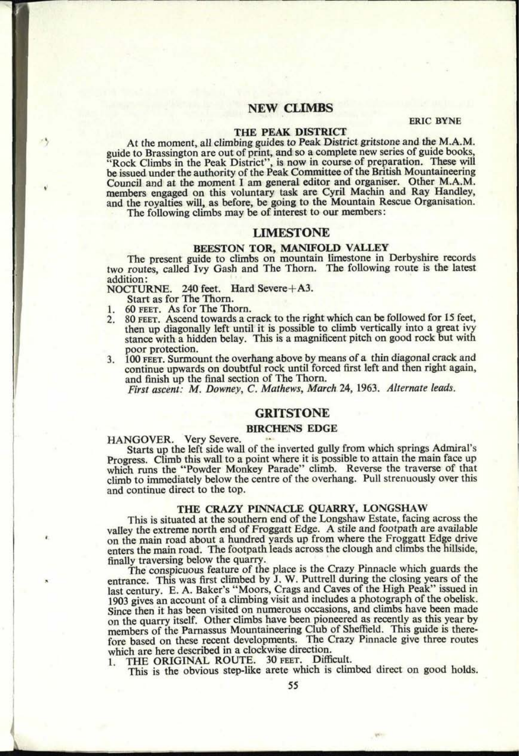# NEW CLIMBS

ERIC BYNE

## THE PEAK DISTRICT

At the moment, all climbing guides to Peak District gritstone and the M.A.M. guide to Brassington are out of print, and so a complete new series of guide books, "Rock Climbs in the Peak District", is now in course of preparation. These will be issued under the authority of the Peak Committee of the British Mountaineering Council and at the moment I am general editor and organiser. Other M.A.M. members engaged on this voluntary task are Cyril Machin and Ray Handley, and the royalties will, as before, be going to the Mountain Rescue Organisation.

The following climbs may be of interest to our members:

## LIMESTONE

### BEESTON TOR, MANIFOLD VALLEY

The present guide to climbs on mountain limestone in Derbyshire records two routes, called Ivy Gash and The Thorn. The following route is the latest addition:

NOCTURNE. 240 feet. Hard Severe+A3.

Start as for The Thorn.

1. 60 FEET. As for The Thorn.
2. 80 FEET. Ascend towards a crack to the right which can be followed for 15 feet, then up diagonally left until it is possible to climb vertically into a great ivy stance with a hidden belay. This is a magnificent pitch on good rock but with poor protection.
3. 100 FEET. Surmount the overhang above by means of a thin diagonal crack and continue upwards on doubtful rock until forced first left and then right again, and finish up the final section of The Thorn.

*First ascent: M. Downey, C. Mathews, March 24, 1963. Alternate leads.*

## GRITSTONE

### BIRCHENS EDGE

HANGOVER. Very Severe.

Starts up the left side wall of the inverted gully from which springs Admiral's Progress. Climb this wall to a point where it is possible to attain the main face up which runs the "Powder Monkey Parade" climb. Reverse the traverse of that climb to immediately below the centre of the overhang. Pull strenuously over this and continue direct to the top.

### THE CRAZY PINNACLE QUARRY, LONGSHAW

This is situated at the southern end of the Longshaw Estate, facing across the valley the extreme north end of Froggatt Edge. A stile and footpath are available on the main road about a hundred yards up from where the Froggatt Edge drive enters the main road. The footpath leads across the clough and climbs the hillside, finally traversing below the quarry.

The conspicuous feature of the place is the Crazy Pinnacle which guards the entrance. This was first climbed by J. W. Puttrell during the closing years of the last century. E. A. Baker's "Moors, Crags and Caves of the High Peak" issued in 1903 gives an account of a climbing visit and includes a photograph of the obelisk. Since then it has been visited on numerous occasions, and climbs have been made on the quarry itself. Other climbs have been pioneered as recently as this year by members of the Parnassus Mountaineering Club of Sheffield. This guide is therefore based on these recent developments. The Crazy Pinnacle give three routes which are here described in a clockwise direction.

1. THE ORIGINAL ROUTE. 30 FEET. Difficult.

This is the obvious step-like arete which is climbed direct on good holds.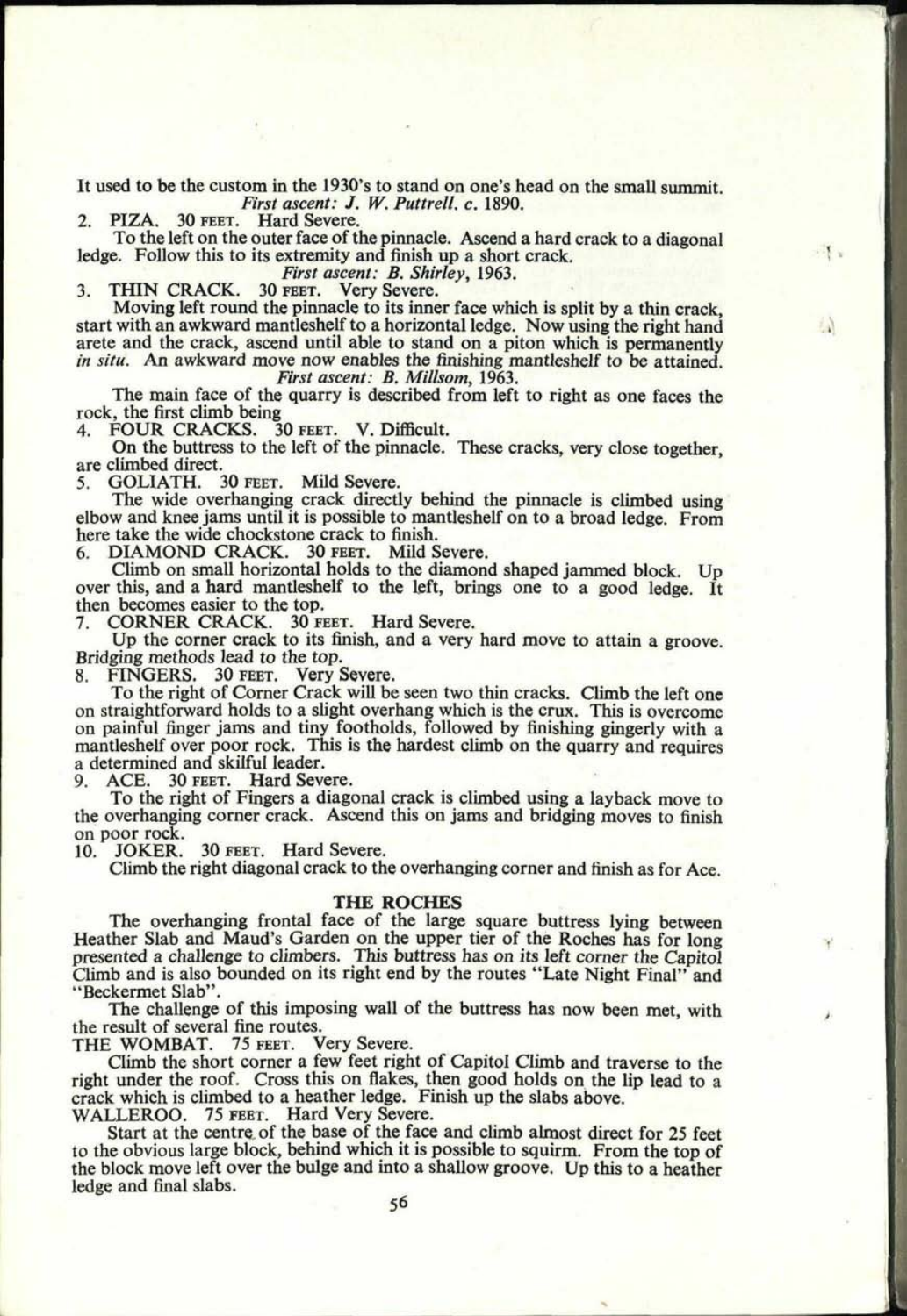It used to be the custom in the 1930's to stand on one's head on the small summit.

*First ascent: J. W. Puttrell, c. 1890.*

2. PIZA. 30 FEET. Hard Severe.

To the left on the outer face of the pinnacle. Ascend a hard crack to a diagonal ledge. Follow this to its extremity and finish up a short crack.

*First ascent: B. Shirley, 1963.*

3. THIN CRACK. 30 FEET. Very Severe.

Moving left round the pinnacle to its inner face which is split by a thin crack, start with an awkward mantleshelf to a horizontal ledge. Now using the right hand arete and the crack, ascend until able to stand on a piton which is permanently *in situ*. An awkward move now enables the finishing mantleshelf to be attained.

*First ascent: B. Millsom, 1963.*

The main face of the quarry is described from left to right as one faces the rock, the first climb being

4. FOUR CRACKS. 30 FEET. V. Difficult.

On the buttress to the left of the pinnacle. These cracks, very close together, are climbed direct.

5. GOLIATH. 30 FEET. Mild Severe.

The wide overhanging crack directly behind the pinnacle is climbed using elbow and knee jams until it is possible to mantleshelf on to a broad ledge. From here take the wide chockstone crack to finish.

6. DIAMOND CRACK. 30 FEET. Mild Severe.

Climb on small horizontal holds to the diamond shaped jammed block. Up over this, and a hard mantleshelf to the left, brings one to a good ledge. It then becomes easier to the top.

7. CORNER CRACK. 30 FEET. Hard Severe.

Up the corner crack to its finish, and a very hard move to attain a groove. Bridging methods lead to the top.

8. FINGERS. 30 FEET. Very Severe.

To the right of Corner Crack will be seen two thin cracks. Climb the left one on straightforward holds to a slight overhang which is the crux. This is overcome on painful finger jams and tiny footholds, followed by finishing gingerly with a mantleshelf over poor rock. This is the hardest climb on the quarry and requires a determined and skilful leader.

9. ACE. 30 FEET. Hard Severe.

To the right of Fingers a diagonal crack is climbed using a layback move to the overhanging corner crack. Ascend this on jams and bridging moves to finish on poor rock.

10. JOKER. 30 FEET. Hard Severe.

Climb the right diagonal crack to the overhanging corner and finish as for Ace.

## THE ROCHES

The overhanging frontal face of the large square buttress lying between Heather Slab and Maud's Garden on the upper tier of the Roches has for long presented a challenge to climbers. This buttress has on its left corner the Capitol Climb and is also bounded on its right end by the routes "Late Night Final" and "Beckermet Slab".

The challenge of this imposing wall of the buttress has now been met, with the result of several fine routes.

THE WOMBAT. 75 FEET. Very Severe.

Climb the short corner a few feet right of Capitol Climb and traverse to the right under the roof. Cross this on flakes, then good holds on the lip lead to a crack which is climbed to a heather ledge. Finish up the slabs above.

WALLEROO. 75 FEET. Hard Very Severe.

Start at the centre of the base of the face and climb almost direct for 25 feet to the obvious large block, behind which it is possible to squirm. From the top of the block move left over the bulge and into a shallow groove. Up this to a heather ledge and final slabs.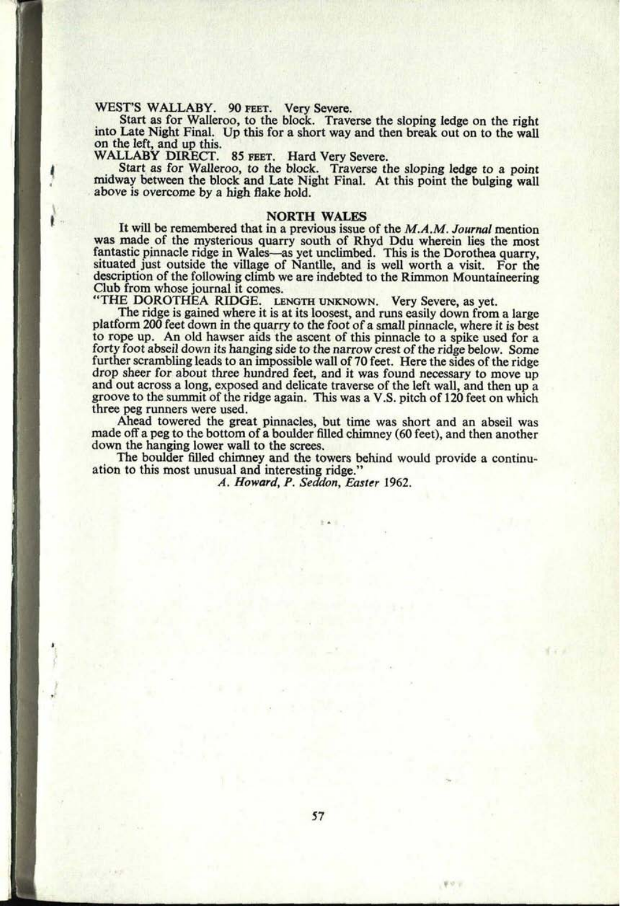**WEST'S WALLABY.** 90 FEET. Very Severe.

Start as for Walleroo, to the block. Traverse the sloping ledge on the right into Late Night Final. Up this for a short way and then break out on to the wall on the left, and up this.

**WALLABY DIRECT.** 85 FEET. Hard Very Severe.

Start as for Walleroo, to the block. Traverse the sloping ledge to a point midway between the block and Late Night Final. At this point the bulging wall above is overcome by a high flake hold.

## NORTH WALES

It will be remembered that in a previous issue of the *M.A.M. Journal* mention was made of the mysterious quarry south of Rhyd Ddu wherein lies the most fantastic pinnacle ridge in Wales—as yet unclimbed. This is the Dorothea quarry, situated just outside the village of Nantlle, and is well worth a visit. For the description of the following climb we are indebted to the Rimmon Mountaineering Club from whose journal it comes.

"**THE DOROTHEA RIDGE.** LENGTH UNKNOWN. Very Severe, as yet.

The ridge is gained where it is at its loosest, and runs easily down from a large platform 200 feet down in the quarry to the foot of a small pinnacle, where it is best to rope up. An old hawser aids the ascent of this pinnacle to a spike used for a forty foot abseil down its hanging side to the narrow crest of the ridge below. Some further scrambling leads to an impossible wall of 70 feet. Here the sides of the ridge drop sheer for about three hundred feet, and it was found necessary to move up and out across a long, exposed and delicate traverse of the left wall, and then up a groove to the summit of the ridge again. This was a V.S. pitch of 120 feet on which three peg runners were used.

Ahead towered the great pinnacles, but time was short and an abseil was made off a peg to the bottom of a boulder filled chimney (60 feet), and then another down the hanging lower wall to the screes.

The boulder filled chimney and the towers behind would provide a continuation to this most unusual and interesting ridge."

*A. Howard, P. Seddon, Easter* 1962.